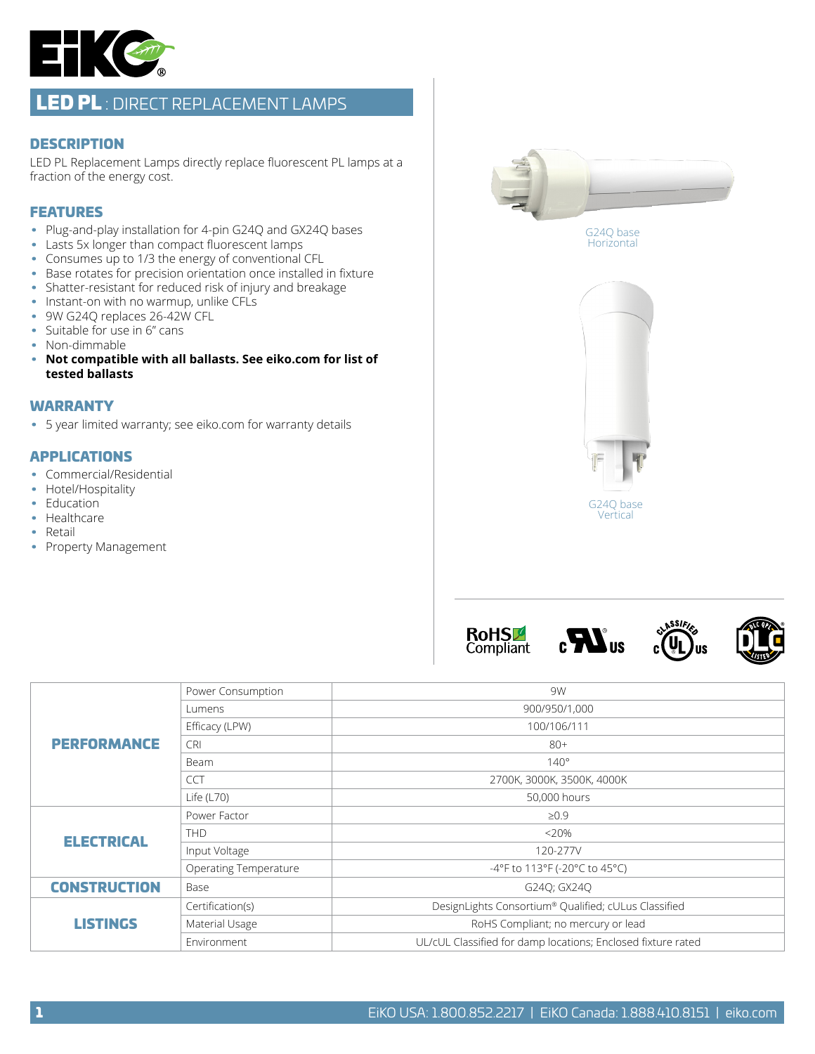# LED PL : DIRECT REPLACEMENT LAMPS

## DESCRIPTION

LED PL Replacement Lamps directly replace fluorescent PL lamps at a fraction of the energy cost.

## FEATURES

- Plug-and-play installation for 4-pin G24Q and GX24Q bases
- Lasts 5x longer than compact fluorescent lamps
- Consumes up to 1/3 the energy of conventional CFL
- Base rotates for precision orientation once installed in fixture
- Shatter-resistant for reduced risk of injury and breakage
- Instant-on with no warmup, unlike CFLs
- 9W G24Q replaces 26-42W CFL
- Suitable for use in 6" cans
- Non-dimmable
- **Not compatible with all ballasts. See eiko.com for list of tested ballasts**

## WARRANTY

- 5 year limited warranty; see eiko.com for warranty details

## APPLICATIONS

- Commercial/Residential
- Hotel/Hospitality
- Education
- Healthcare
- Retail
- Property Management

G24Q base Horizontal

G24Q base Vertical

RoHS Compliant

| | | |
|---|---|---|
| **PERFORMANCE** | Power Consumption | 9W |
| | Lumens | 900/950/1,000 |
| | Efficacy (LPW) | 100/106/111 |
| | CRI | 80+ |
| | Beam | 140° |
| | CCT | 2700K, 3000K, 3500K, 4000K |
| | Life (L70) | 50,000 hours |
| **ELECTRICAL** | Power Factor | ≥0.9 |
| | THD | <20% |
| | Input Voltage | 120-277V |
| | Operating Temperature | -4°F to 113°F (-20°C to 45°C) |
| **CONSTRUCTION** | Base | G24Q; GX24Q |
| **LISTINGS** | Certification(s) | DesignLights Consortium® Qualified; cULus Classified |
| | Material Usage | RoHS Compliant; no mercury or lead |
| | Environment | UL/cUL Classified for damp locations; Enclosed fixture rated |

EiKO USA: 1.800.852.2217 | EiKO Canada: 1.888.410.8151 | eiko.com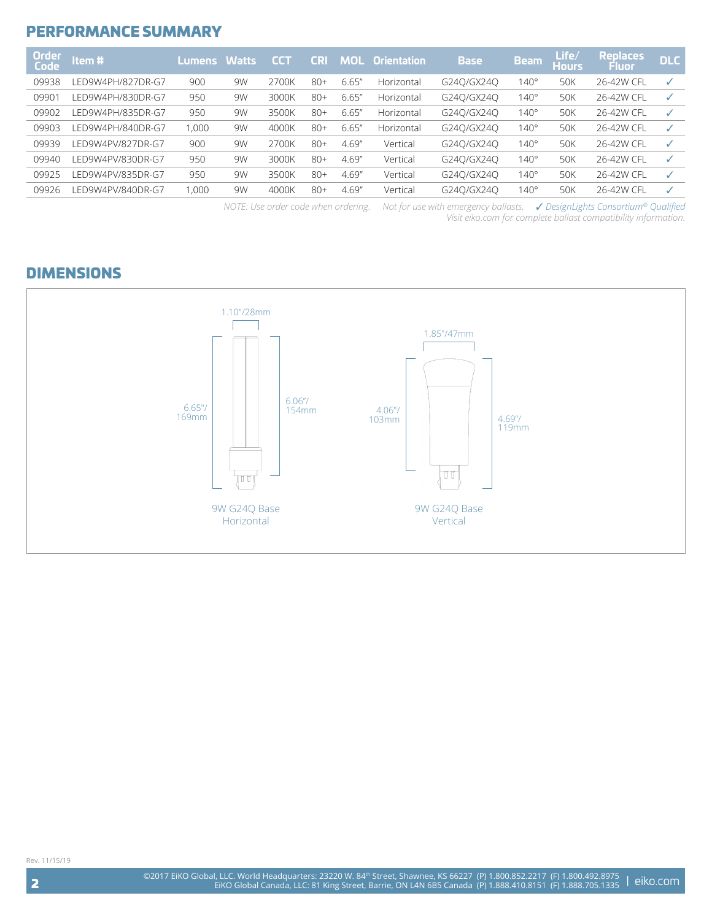## PERFORMANCE SUMMARY

| Order Code | Item # | Lumens | Watts | CCT | CRI | MOL | Orientation | Base | Beam | Life/ Hours | Replaces Fluor | DLC |
|---|---|---|---|---|---|---|---|---|---|---|---|---|
| 09938 | LED9W4PH/827DR-G7 | 900 | 9W | 2700K | 80+ | 6.65" | Horizontal | G24Q/GX24Q | 140° | 50K | 26-42W CFL | ✓ |
| 09901 | LED9W4PH/830DR-G7 | 950 | 9W | 3000K | 80+ | 6.65" | Horizontal | G24Q/GX24Q | 140° | 50K | 26-42W CFL | ✓ |
| 09902 | LED9W4PH/835DR-G7 | 950 | 9W | 3500K | 80+ | 6.65" | Horizontal | G24Q/GX24Q | 140° | 50K | 26-42W CFL | ✓ |
| 09903 | LED9W4PH/840DR-G7 | 1,000 | 9W | 4000K | 80+ | 6.65" | Horizontal | G24Q/GX24Q | 140° | 50K | 26-42W CFL | ✓ |
| 09939 | LED9W4PV/827DR-G7 | 900 | 9W | 2700K | 80+ | 4.69" | Vertical | G24Q/GX24Q | 140° | 50K | 26-42W CFL | ✓ |
| 09940 | LED9W4PV/830DR-G7 | 950 | 9W | 3000K | 80+ | 4.69" | Vertical | G24Q/GX24Q | 140° | 50K | 26-42W CFL | ✓ |
| 09925 | LED9W4PV/835DR-G7 | 950 | 9W | 3500K | 80+ | 4.69" | Vertical | G24Q/GX24Q | 140° | 50K | 26-42W CFL | ✓ |
| 09926 | LED9W4PV/840DR-G7 | 1,000 | 9W | 4000K | 80+ | 4.69" | Vertical | G24Q/GX24Q | 140° | 50K | 26-42W CFL | ✓ |

*NOTE: Use order code when ordering. Not for use with emergency ballasts. ✓ DesignLights Consortium® Qualified*
*Visit eiko.com for complete ballast compatibility information.*

## DIMENSIONS

1.10"/28mm
6.65"/ 169mm
6.06"/ 154mm
9W G24Q Base Horizontal

1.85"/47mm
4.06"/ 103mm
4.69"/ 119mm
9W G24Q Base Vertical

Rev. 11/15/19

©2017 EiKO Global, LLC. World Headquarters: 23220 W. 84th Street, Shawnee, KS 66227 (P) 1.800.852.2217 (F) 1.800.492.8975
EiKO Global Canada, LLC: 81 King Street, Barrie, ON L4N 6B5 Canada (P) 1.888.410.8151 (F) 1.888.705.1335 | eiko.com